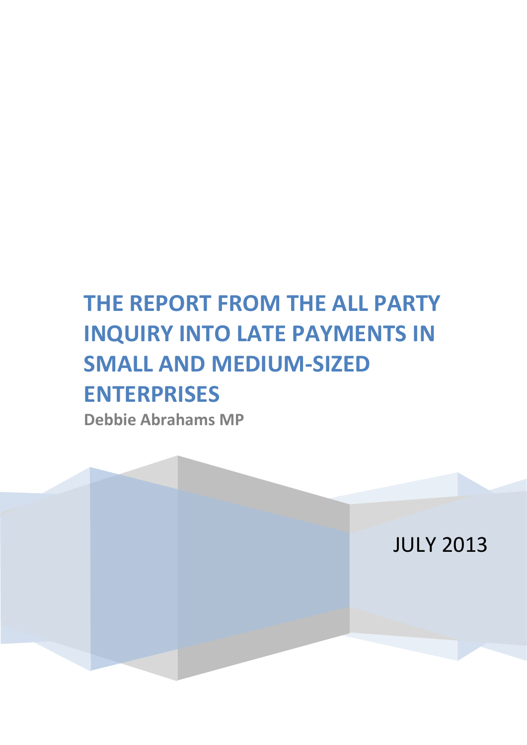# THE REPORT FROM THE ALL PARTY INQUIRY INTO LATE PAYMENTS IN SMALL AND MEDIUM-SIZED ENTERPRISES

**Debbie Abrahams MP**

JULY 2013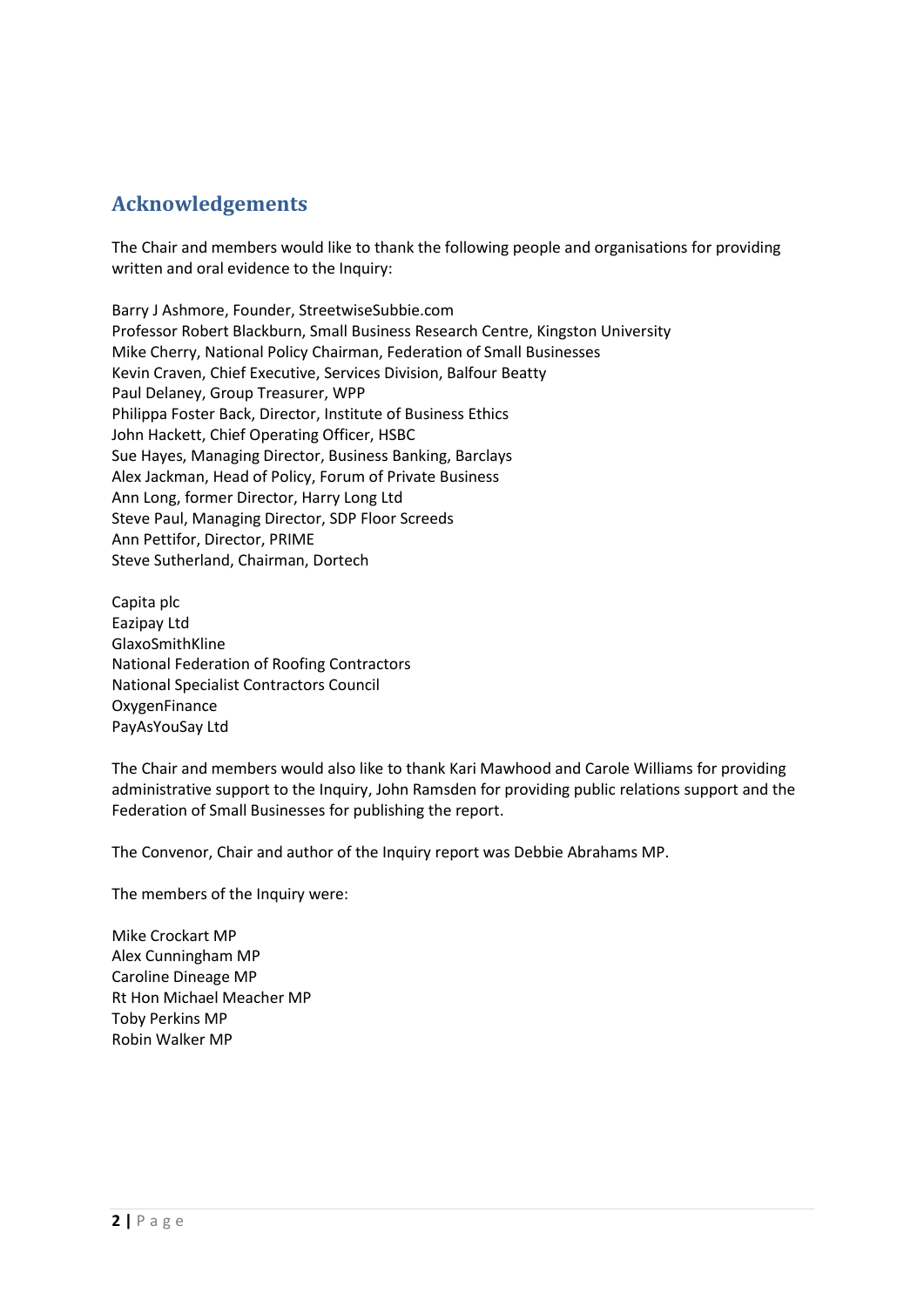## Acknowledgements

The Chair and members would like to thank the following people and organisations for providing written and oral evidence to the Inquiry:

Barry J Ashmore, Founder, StreetwiseSubbie.com
Professor Robert Blackburn, Small Business Research Centre, Kingston University
Mike Cherry, National Policy Chairman, Federation of Small Businesses
Kevin Craven, Chief Executive, Services Division, Balfour Beatty
Paul Delaney, Group Treasurer, WPP
Philippa Foster Back, Director, Institute of Business Ethics
John Hackett, Chief Operating Officer, HSBC
Sue Hayes, Managing Director, Business Banking, Barclays
Alex Jackman, Head of Policy, Forum of Private Business
Ann Long, former Director, Harry Long Ltd
Steve Paul, Managing Director, SDP Floor Screeds
Ann Pettifor, Director, PRIME
Steve Sutherland, Chairman, Dortech

Capita plc
Eazipay Ltd
GlaxoSmithKline
National Federation of Roofing Contractors
National Specialist Contractors Council
OxygenFinance
PayAsYouSay Ltd

The Chair and members would also like to thank Kari Mawhood and Carole Williams for providing administrative support to the Inquiry, John Ramsden for providing public relations support and the Federation of Small Businesses for publishing the report.

The Convenor, Chair and author of the Inquiry report was Debbie Abrahams MP.

The members of the Inquiry were:

Mike Crockart MP
Alex Cunningham MP
Caroline Dineage MP
Rt Hon Michael Meacher MP
Toby Perkins MP
Robin Walker MP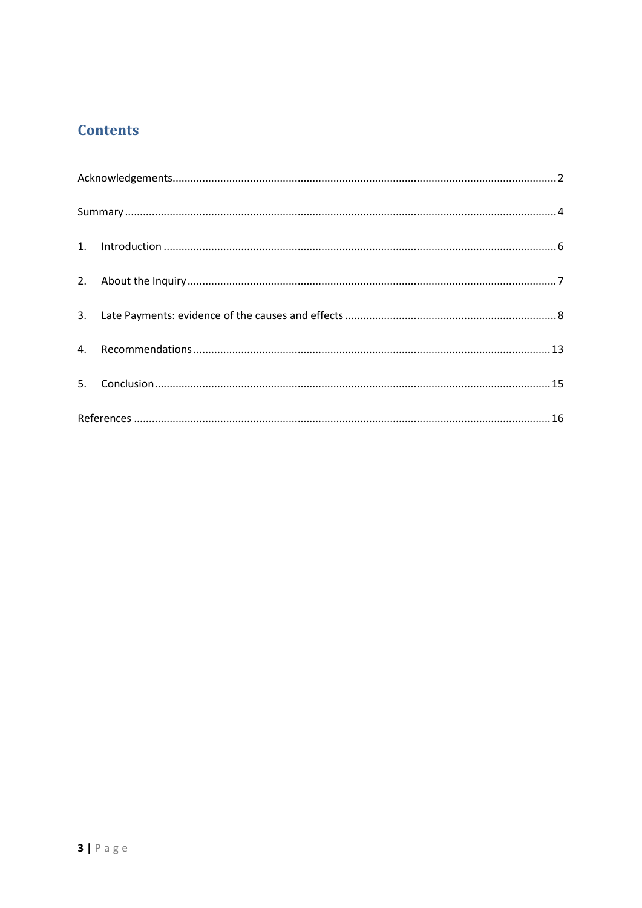# Contents

Acknowledgements .......... 2

Summary .......... 4

1. Introduction .......... 6

2. About the Inquiry .......... 7

3. Late Payments: evidence of the causes and effects .......... 8

4. Recommendations .......... 13

5. Conclusion .......... 15

References .......... 16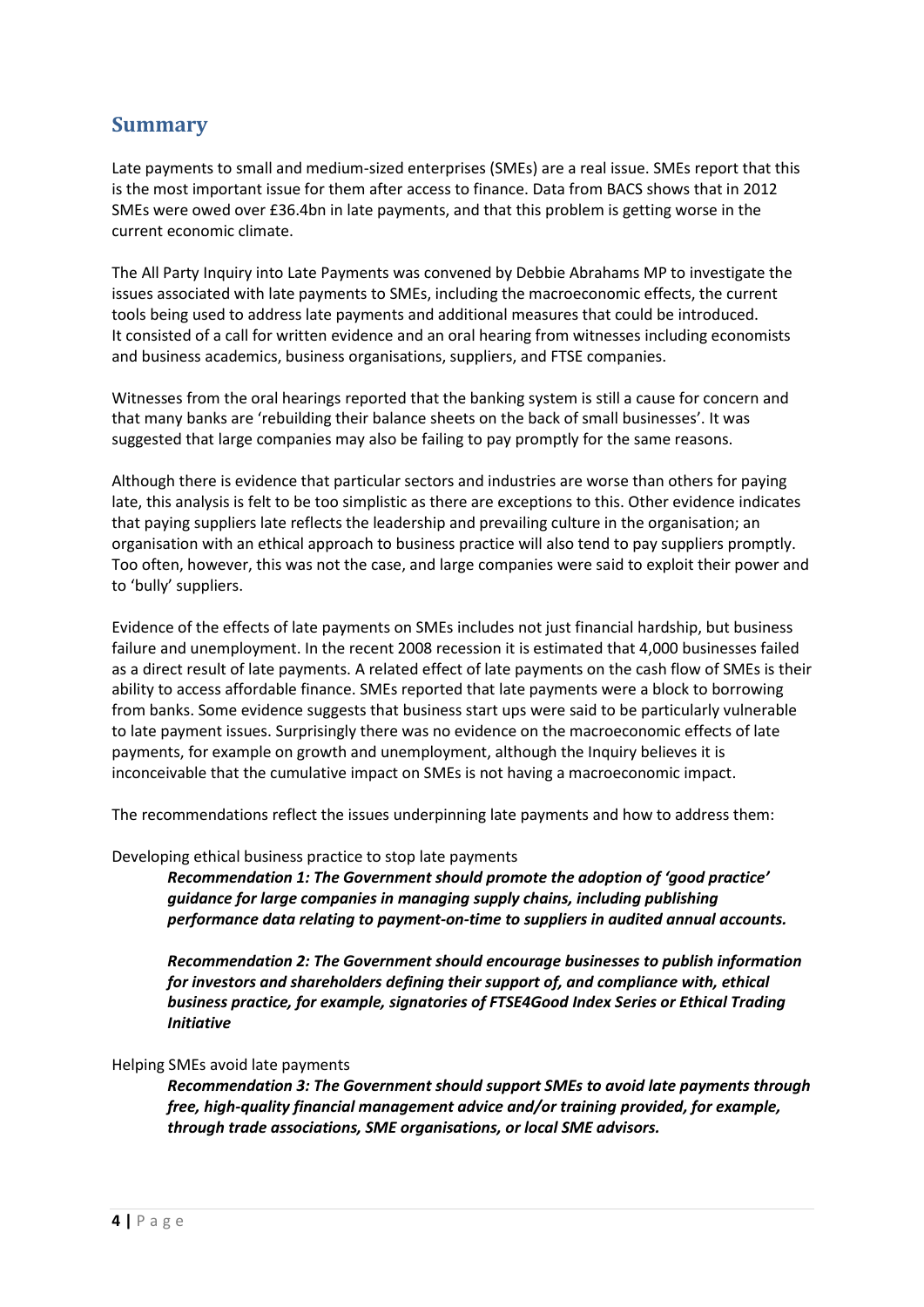## Summary

Late payments to small and medium-sized enterprises (SMEs) are a real issue. SMEs report that this is the most important issue for them after access to finance. Data from BACS shows that in 2012 SMEs were owed over £36.4bn in late payments, and that this problem is getting worse in the current economic climate.

The All Party Inquiry into Late Payments was convened by Debbie Abrahams MP to investigate the issues associated with late payments to SMEs, including the macroeconomic effects, the current tools being used to address late payments and additional measures that could be introduced. It consisted of a call for written evidence and an oral hearing from witnesses including economists and business academics, business organisations, suppliers, and FTSE companies.

Witnesses from the oral hearings reported that the banking system is still a cause for concern and that many banks are 'rebuilding their balance sheets on the back of small businesses'. It was suggested that large companies may also be failing to pay promptly for the same reasons.

Although there is evidence that particular sectors and industries are worse than others for paying late, this analysis is felt to be too simplistic as there are exceptions to this. Other evidence indicates that paying suppliers late reflects the leadership and prevailing culture in the organisation; an organisation with an ethical approach to business practice will also tend to pay suppliers promptly. Too often, however, this was not the case, and large companies were said to exploit their power and to 'bully' suppliers.

Evidence of the effects of late payments on SMEs includes not just financial hardship, but business failure and unemployment. In the recent 2008 recession it is estimated that 4,000 businesses failed as a direct result of late payments. A related effect of late payments on the cash flow of SMEs is their ability to access affordable finance. SMEs reported that late payments were a block to borrowing from banks. Some evidence suggests that business start ups were said to be particularly vulnerable to late payment issues. Surprisingly there was no evidence on the macroeconomic effects of late payments, for example on growth and unemployment, although the Inquiry believes it is inconceivable that the cumulative impact on SMEs is not having a macroeconomic impact.

The recommendations reflect the issues underpinning late payments and how to address them:

Developing ethical business practice to stop late payments

> ***Recommendation 1: The Government should promote the adoption of 'good practice' guidance for large companies in managing supply chains, including publishing performance data relating to payment-on-time to suppliers in audited annual accounts.***
>
> ***Recommendation 2: The Government should encourage businesses to publish information for investors and shareholders defining their support of, and compliance with, ethical business practice, for example, signatories of FTSE4Good Index Series or Ethical Trading Initiative***

Helping SMEs avoid late payments

> ***Recommendation 3: The Government should support SMEs to avoid late payments through free, high-quality financial management advice and/or training provided, for example, through trade associations, SME organisations, or local SME advisors.***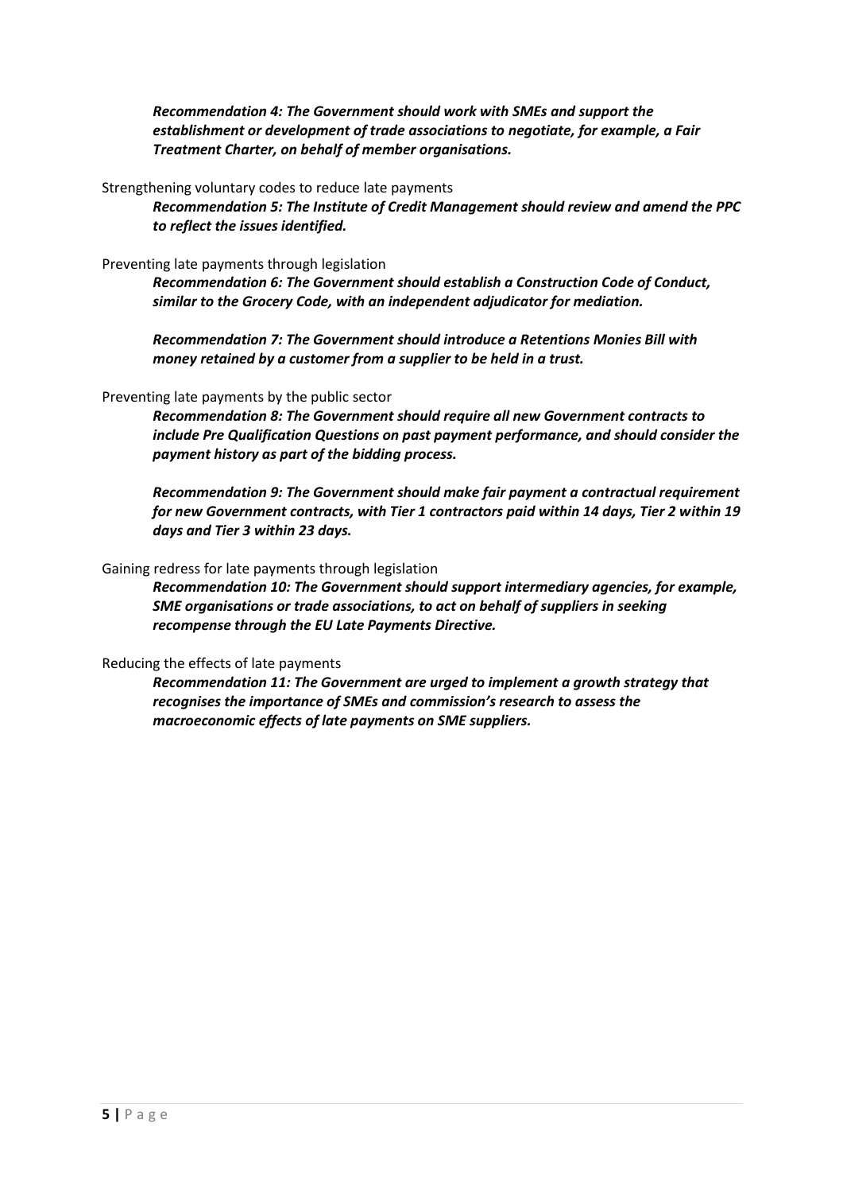***Recommendation 4: The Government should work with SMEs and support the establishment or development of trade associations to negotiate, for example, a Fair Treatment Charter, on behalf of member organisations.***

Strengthening voluntary codes to reduce late payments

***Recommendation 5: The Institute of Credit Management should review and amend the PPC to reflect the issues identified.***

Preventing late payments through legislation

***Recommendation 6: The Government should establish a Construction Code of Conduct, similar to the Grocery Code, with an independent adjudicator for mediation.***

***Recommendation 7: The Government should introduce a Retentions Monies Bill with money retained by a customer from a supplier to be held in a trust.***

Preventing late payments by the public sector

***Recommendation 8: The Government should require all new Government contracts to include Pre Qualification Questions on past payment performance, and should consider the payment history as part of the bidding process.***

***Recommendation 9: The Government should make fair payment a contractual requirement for new Government contracts, with Tier 1 contractors paid within 14 days, Tier 2 within 19 days and Tier 3 within 23 days.***

Gaining redress for late payments through legislation

***Recommendation 10: The Government should support intermediary agencies, for example, SME organisations or trade associations, to act on behalf of suppliers in seeking recompense through the EU Late Payments Directive.***

Reducing the effects of late payments

***Recommendation 11: The Government are urged to implement a growth strategy that recognises the importance of SMEs and commission's research to assess the macroeconomic effects of late payments on SME suppliers.***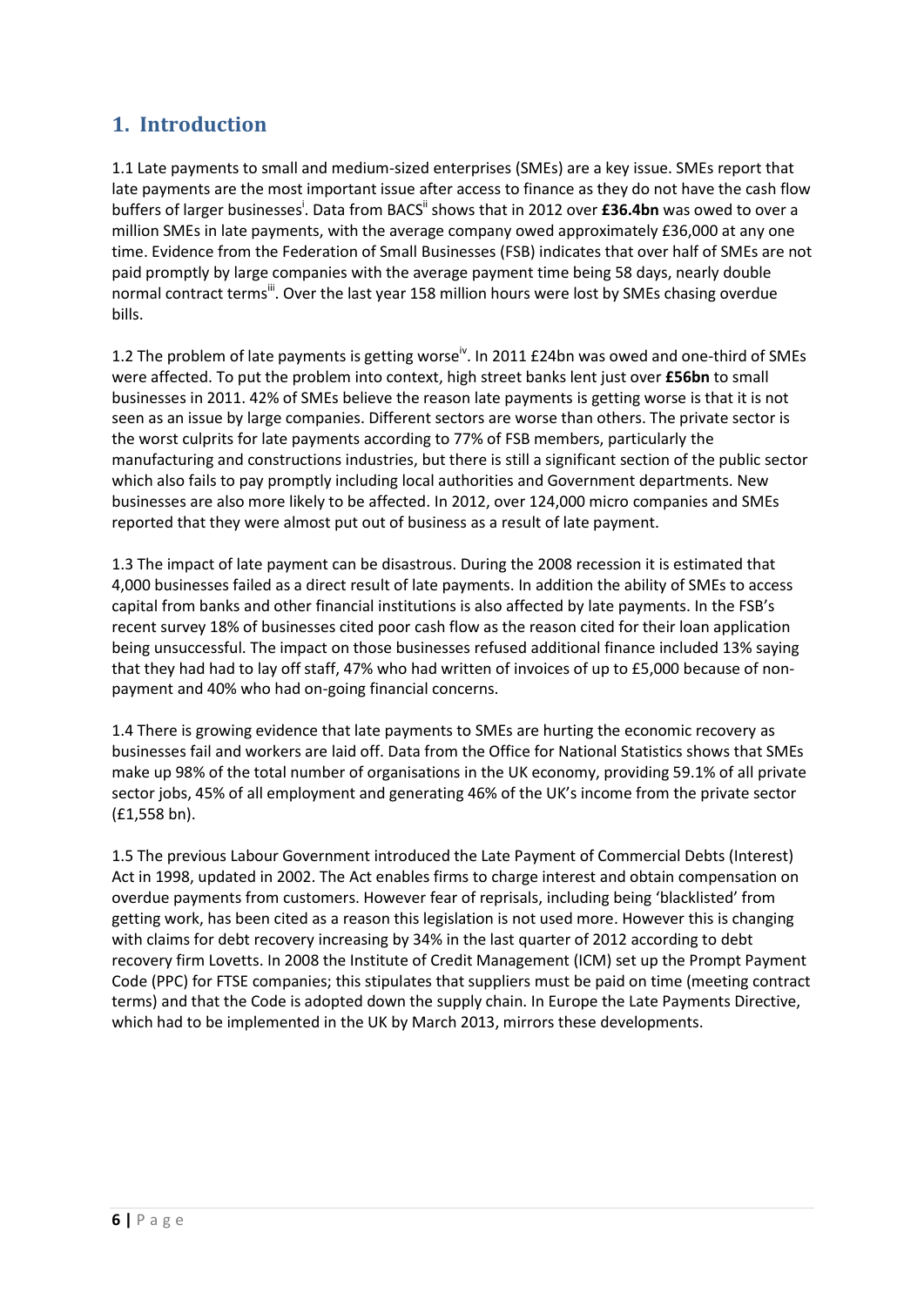## 1. Introduction

1.1 Late payments to small and medium-sized enterprises (SMEs) are a key issue. SMEs report that late payments are the most important issue after access to finance as they do not have the cash flow buffers of larger businesses[i]. Data from BACS[ii] shows that in 2012 over **£36.4bn** was owed to over a million SMEs in late payments, with the average company owed approximately £36,000 at any one time. Evidence from the Federation of Small Businesses (FSB) indicates that over half of SMEs are not paid promptly by large companies with the average payment time being 58 days, nearly double normal contract terms[iii]. Over the last year 158 million hours were lost by SMEs chasing overdue bills.

1.2 The problem of late payments is getting worse[iv]. In 2011 £24bn was owed and one-third of SMEs were affected. To put the problem into context, high street banks lent just over **£56bn** to small businesses in 2011. 42% of SMEs believe the reason late payments is getting worse is that it is not seen as an issue by large companies. Different sectors are worse than others. The private sector is the worst culprits for late payments according to 77% of FSB members, particularly the manufacturing and constructions industries, but there is still a significant section of the public sector which also fails to pay promptly including local authorities and Government departments. New businesses are also more likely to be affected. In 2012, over 124,000 micro companies and SMEs reported that they were almost put out of business as a result of late payment.

1.3 The impact of late payment can be disastrous. During the 2008 recession it is estimated that 4,000 businesses failed as a direct result of late payments. In addition the ability of SMEs to access capital from banks and other financial institutions is also affected by late payments. In the FSB's recent survey 18% of businesses cited poor cash flow as the reason cited for their loan application being unsuccessful. The impact on those businesses refused additional finance included 13% saying that they had had to lay off staff, 47% who had written of invoices of up to £5,000 because of non-payment and 40% who had on-going financial concerns.

1.4 There is growing evidence that late payments to SMEs are hurting the economic recovery as businesses fail and workers are laid off. Data from the Office for National Statistics shows that SMEs make up 98% of the total number of organisations in the UK economy, providing 59.1% of all private sector jobs, 45% of all employment and generating 46% of the UK's income from the private sector (£1,558 bn).

1.5 The previous Labour Government introduced the Late Payment of Commercial Debts (Interest) Act in 1998, updated in 2002. The Act enables firms to charge interest and obtain compensation on overdue payments from customers. However fear of reprisals, including being 'blacklisted' from getting work, has been cited as a reason this legislation is not used more. However this is changing with claims for debt recovery increasing by 34% in the last quarter of 2012 according to debt recovery firm Lovetts. In 2008 the Institute of Credit Management (ICM) set up the Prompt Payment Code (PPC) for FTSE companies; this stipulates that suppliers must be paid on time (meeting contract terms) and that the Code is adopted down the supply chain. In Europe the Late Payments Directive, which had to be implemented in the UK by March 2013, mirrors these developments.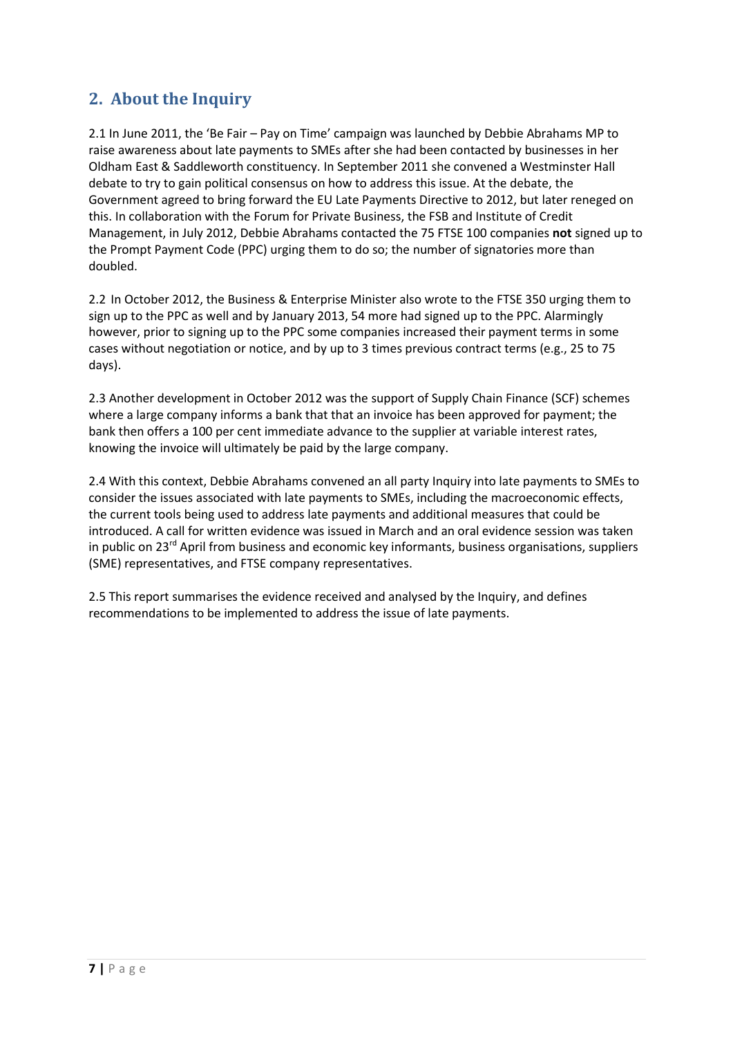## 2. About the Inquiry

2.1 In June 2011, the 'Be Fair – Pay on Time' campaign was launched by Debbie Abrahams MP to raise awareness about late payments to SMEs after she had been contacted by businesses in her Oldham East & Saddleworth constituency. In September 2011 she convened a Westminster Hall debate to try to gain political consensus on how to address this issue. At the debate, the Government agreed to bring forward the EU Late Payments Directive to 2012, but later reneged on this. In collaboration with the Forum for Private Business, the FSB and Institute of Credit Management, in July 2012, Debbie Abrahams contacted the 75 FTSE 100 companies **not** signed up to the Prompt Payment Code (PPC) urging them to do so; the number of signatories more than doubled.

2.2 In October 2012, the Business & Enterprise Minister also wrote to the FTSE 350 urging them to sign up to the PPC as well and by January 2013, 54 more had signed up to the PPC. Alarmingly however, prior to signing up to the PPC some companies increased their payment terms in some cases without negotiation or notice, and by up to 3 times previous contract terms (e.g., 25 to 75 days).

2.3 Another development in October 2012 was the support of Supply Chain Finance (SCF) schemes where a large company informs a bank that that an invoice has been approved for payment; the bank then offers a 100 per cent immediate advance to the supplier at variable interest rates, knowing the invoice will ultimately be paid by the large company.

2.4 With this context, Debbie Abrahams convened an all party Inquiry into late payments to SMEs to consider the issues associated with late payments to SMEs, including the macroeconomic effects, the current tools being used to address late payments and additional measures that could be introduced. A call for written evidence was issued in March and an oral evidence session was taken in public on 23rd April from business and economic key informants, business organisations, suppliers (SME) representatives, and FTSE company representatives.

2.5 This report summarises the evidence received and analysed by the Inquiry, and defines recommendations to be implemented to address the issue of late payments.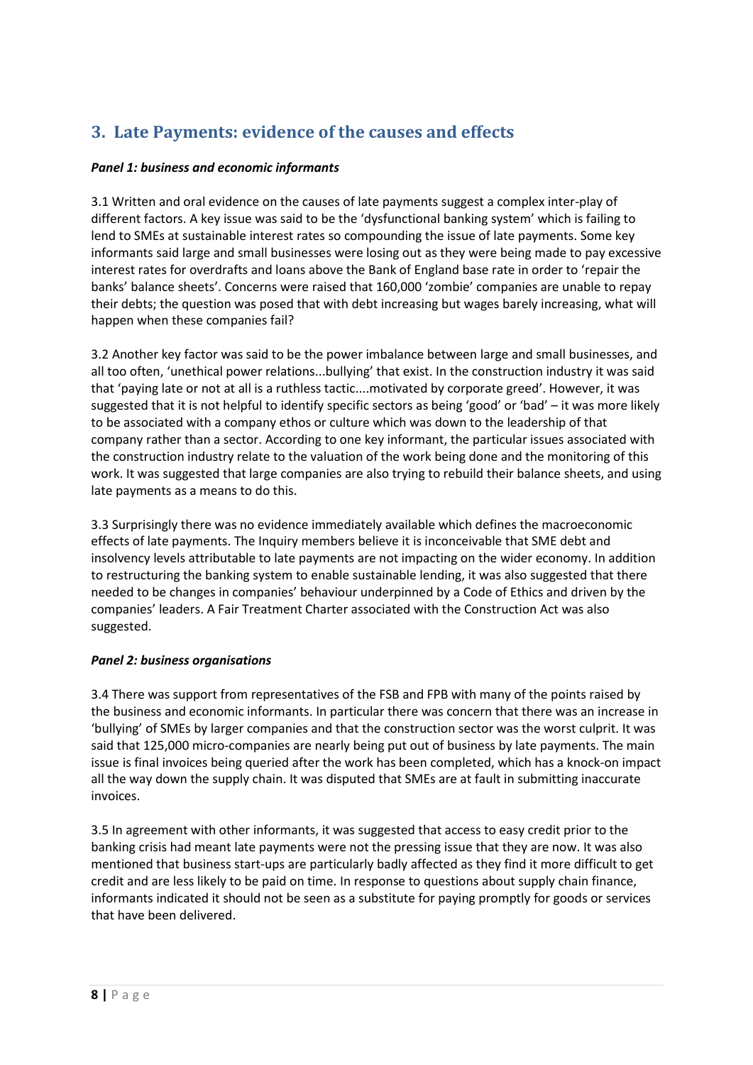## 3. Late Payments: evidence of the causes and effects

***Panel 1: business and economic informants***

3.1 Written and oral evidence on the causes of late payments suggest a complex inter-play of different factors. A key issue was said to be the 'dysfunctional banking system' which is failing to lend to SMEs at sustainable interest rates so compounding the issue of late payments. Some key informants said large and small businesses were losing out as they were being made to pay excessive interest rates for overdrafts and loans above the Bank of England base rate in order to 'repair the banks' balance sheets'. Concerns were raised that 160,000 'zombie' companies are unable to repay their debts; the question was posed that with debt increasing but wages barely increasing, what will happen when these companies fail?

3.2 Another key factor was said to be the power imbalance between large and small businesses, and all too often, 'unethical power relations...bullying' that exist. In the construction industry it was said that 'paying late or not at all is a ruthless tactic....motivated by corporate greed'. However, it was suggested that it is not helpful to identify specific sectors as being 'good' or 'bad' – it was more likely to be associated with a company ethos or culture which was down to the leadership of that company rather than a sector. According to one key informant, the particular issues associated with the construction industry relate to the valuation of the work being done and the monitoring of this work. It was suggested that large companies are also trying to rebuild their balance sheets, and using late payments as a means to do this.

3.3 Surprisingly there was no evidence immediately available which defines the macroeconomic effects of late payments. The Inquiry members believe it is inconceivable that SME debt and insolvency levels attributable to late payments are not impacting on the wider economy. In addition to restructuring the banking system to enable sustainable lending, it was also suggested that there needed to be changes in companies' behaviour underpinned by a Code of Ethics and driven by the companies' leaders. A Fair Treatment Charter associated with the Construction Act was also suggested.

***Panel 2: business organisations***

3.4 There was support from representatives of the FSB and FPB with many of the points raised by the business and economic informants. In particular there was concern that there was an increase in 'bullying' of SMEs by larger companies and that the construction sector was the worst culprit. It was said that 125,000 micro-companies are nearly being put out of business by late payments. The main issue is final invoices being queried after the work has been completed, which has a knock-on impact all the way down the supply chain. It was disputed that SMEs are at fault in submitting inaccurate invoices.

3.5 In agreement with other informants, it was suggested that access to easy credit prior to the banking crisis had meant late payments were not the pressing issue that they are now. It was also mentioned that business start-ups are particularly badly affected as they find it more difficult to get credit and are less likely to be paid on time. In response to questions about supply chain finance, informants indicated it should not be seen as a substitute for paying promptly for goods or services that have been delivered.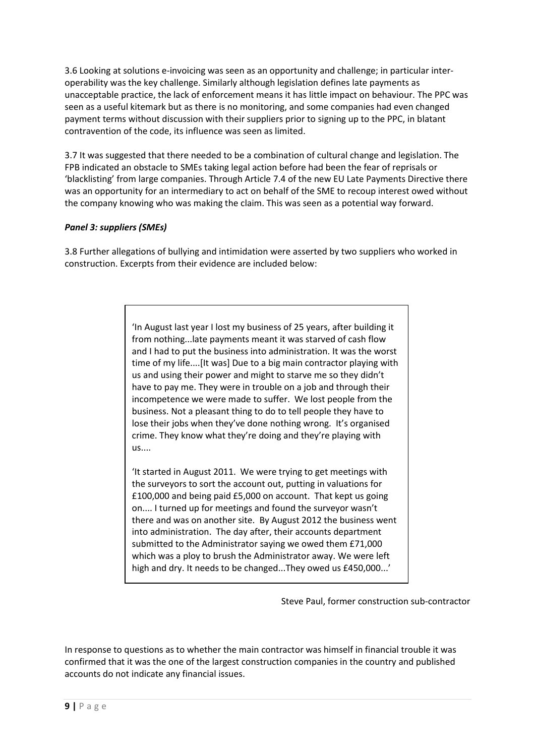3.6 Looking at solutions e-invoicing was seen as an opportunity and challenge; in particular inter-operability was the key challenge. Similarly although legislation defines late payments as unacceptable practice, the lack of enforcement means it has little impact on behaviour. The PPC was seen as a useful kitemark but as there is no monitoring, and some companies had even changed payment terms without discussion with their suppliers prior to signing up to the PPC, in blatant contravention of the code, its influence was seen as limited.

3.7 It was suggested that there needed to be a combination of cultural change and legislation. The FPB indicated an obstacle to SMEs taking legal action before had been the fear of reprisals or 'blacklisting' from large companies. Through Article 7.4 of the new EU Late Payments Directive there was an opportunity for an intermediary to act on behalf of the SME to recoup interest owed without the company knowing who was making the claim. This was seen as a potential way forward.

***Panel 3: suppliers (SMEs)***

3.8 Further allegations of bullying and intimidation were asserted by two suppliers who worked in construction. Excerpts from their evidence are included below:

> 'In August last year I lost my business of 25 years, after building it from nothing...late payments meant it was starved of cash flow and I had to put the business into administration. It was the worst time of my life....[It was] Due to a big main contractor playing with us and using their power and might to starve me so they didn't have to pay me. They were in trouble on a job and through their incompetence we were made to suffer. We lost people from the business. Not a pleasant thing to do to tell people they have to lose their jobs when they've done nothing wrong. It's organised crime. They know what they're doing and they're playing with us....
>
> 'It started in August 2011. We were trying to get meetings with the surveyors to sort the account out, putting in valuations for £100,000 and being paid £5,000 on account. That kept us going on.... I turned up for meetings and found the surveyor wasn't there and was on another site. By August 2012 the business went into administration. The day after, their accounts department submitted to the Administrator saying we owed them £71,000 which was a ploy to brush the Administrator away. We were left high and dry. It needs to be changed...They owed us £450,000...'

Steve Paul, former construction sub-contractor

In response to questions as to whether the main contractor was himself in financial trouble it was confirmed that it was the one of the largest construction companies in the country and published accounts do not indicate any financial issues.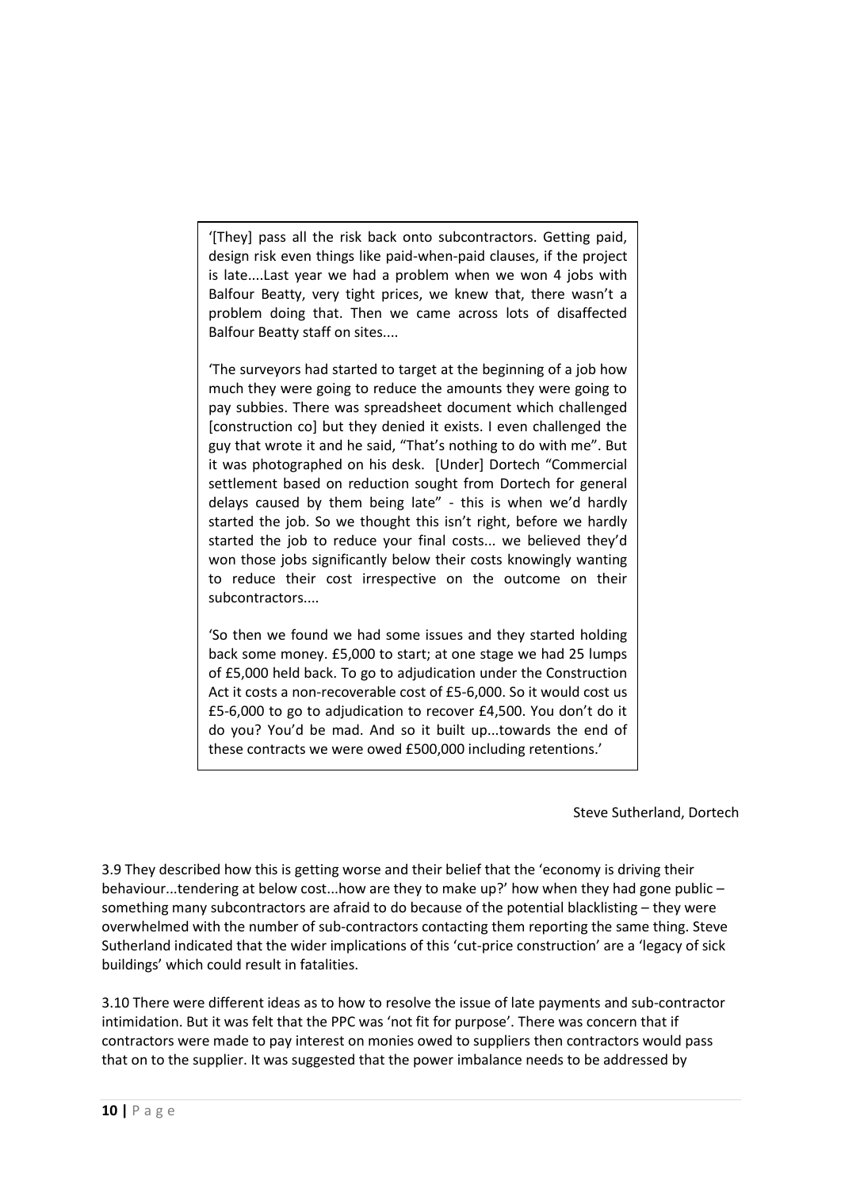> '[They] pass all the risk back onto subcontractors. Getting paid, design risk even things like paid-when-paid clauses, if the project is late....Last year we had a problem when we won 4 jobs with Balfour Beatty, very tight prices, we knew that, there wasn't a problem doing that. Then we came across lots of disaffected Balfour Beatty staff on sites....
>
> 'The surveyors had started to target at the beginning of a job how much they were going to reduce the amounts they were going to pay subbies. There was spreadsheet document which challenged [construction co] but they denied it exists. I even challenged the guy that wrote it and he said, "That's nothing to do with me". But it was photographed on his desk. [Under] Dortech "Commercial settlement based on reduction sought from Dortech for general delays caused by them being late" - this is when we'd hardly started the job. So we thought this isn't right, before we hardly started the job to reduce your final costs... we believed they'd won those jobs significantly below their costs knowingly wanting to reduce their cost irrespective on the outcome on their subcontractors....
>
> 'So then we found we had some issues and they started holding back some money. £5,000 to start; at one stage we had 25 lumps of £5,000 held back. To go to adjudication under the Construction Act it costs a non-recoverable cost of £5-6,000. So it would cost us £5-6,000 to go to adjudication to recover £4,500. You don't do it do you? You'd be mad. And so it built up...towards the end of these contracts we were owed £500,000 including retentions.'

Steve Sutherland, Dortech

3.9 They described how this is getting worse and their belief that the 'economy is driving their behaviour...tendering at below cost...how are they to make up?' how when they had gone public – something many subcontractors are afraid to do because of the potential blacklisting – they were overwhelmed with the number of sub-contractors contacting them reporting the same thing. Steve Sutherland indicated that the wider implications of this 'cut-price construction' are a 'legacy of sick buildings' which could result in fatalities.

3.10 There were different ideas as to how to resolve the issue of late payments and sub-contractor intimidation. But it was felt that the PPC was 'not fit for purpose'. There was concern that if contractors were made to pay interest on monies owed to suppliers then contractors would pass that on to the supplier. It was suggested that the power imbalance needs to be addressed by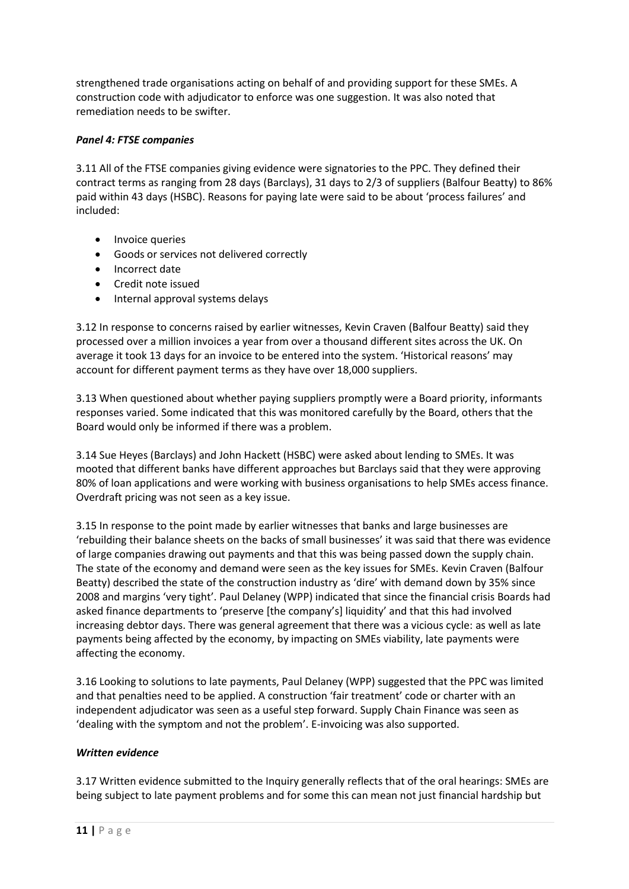strengthened trade organisations acting on behalf of and providing support for these SMEs. A construction code with adjudicator to enforce was one suggestion. It was also noted that remediation needs to be swifter.

### *Panel 4: FTSE companies*

3.11 All of the FTSE companies giving evidence were signatories to the PPC. They defined their contract terms as ranging from 28 days (Barclays), 31 days to 2/3 of suppliers (Balfour Beatty) to 86% paid within 43 days (HSBC). Reasons for paying late were said to be about 'process failures' and included:

- Invoice queries
- Goods or services not delivered correctly
- Incorrect date
- Credit note issued
- Internal approval systems delays

3.12 In response to concerns raised by earlier witnesses, Kevin Craven (Balfour Beatty) said they processed over a million invoices a year from over a thousand different sites across the UK. On average it took 13 days for an invoice to be entered into the system. 'Historical reasons' may account for different payment terms as they have over 18,000 suppliers.

3.13 When questioned about whether paying suppliers promptly were a Board priority, informants responses varied. Some indicated that this was monitored carefully by the Board, others that the Board would only be informed if there was a problem.

3.14 Sue Heyes (Barclays) and John Hackett (HSBC) were asked about lending to SMEs. It was mooted that different banks have different approaches but Barclays said that they were approving 80% of loan applications and were working with business organisations to help SMEs access finance. Overdraft pricing was not seen as a key issue.

3.15 In response to the point made by earlier witnesses that banks and large businesses are 'rebuilding their balance sheets on the backs of small businesses' it was said that there was evidence of large companies drawing out payments and that this was being passed down the supply chain. The state of the economy and demand were seen as the key issues for SMEs. Kevin Craven (Balfour Beatty) described the state of the construction industry as 'dire' with demand down by 35% since 2008 and margins 'very tight'. Paul Delaney (WPP) indicated that since the financial crisis Boards had asked finance departments to 'preserve [the company's] liquidity' and that this had involved increasing debtor days. There was general agreement that there was a vicious cycle: as well as late payments being affected by the economy, by impacting on SMEs viability, late payments were affecting the economy.

3.16 Looking to solutions to late payments, Paul Delaney (WPP) suggested that the PPC was limited and that penalties need to be applied. A construction 'fair treatment' code or charter with an independent adjudicator was seen as a useful step forward. Supply Chain Finance was seen as 'dealing with the symptom and not the problem'. E-invoicing was also supported.

### *Written evidence*

3.17 Written evidence submitted to the Inquiry generally reflects that of the oral hearings: SMEs are being subject to late payment problems and for some this can mean not just financial hardship but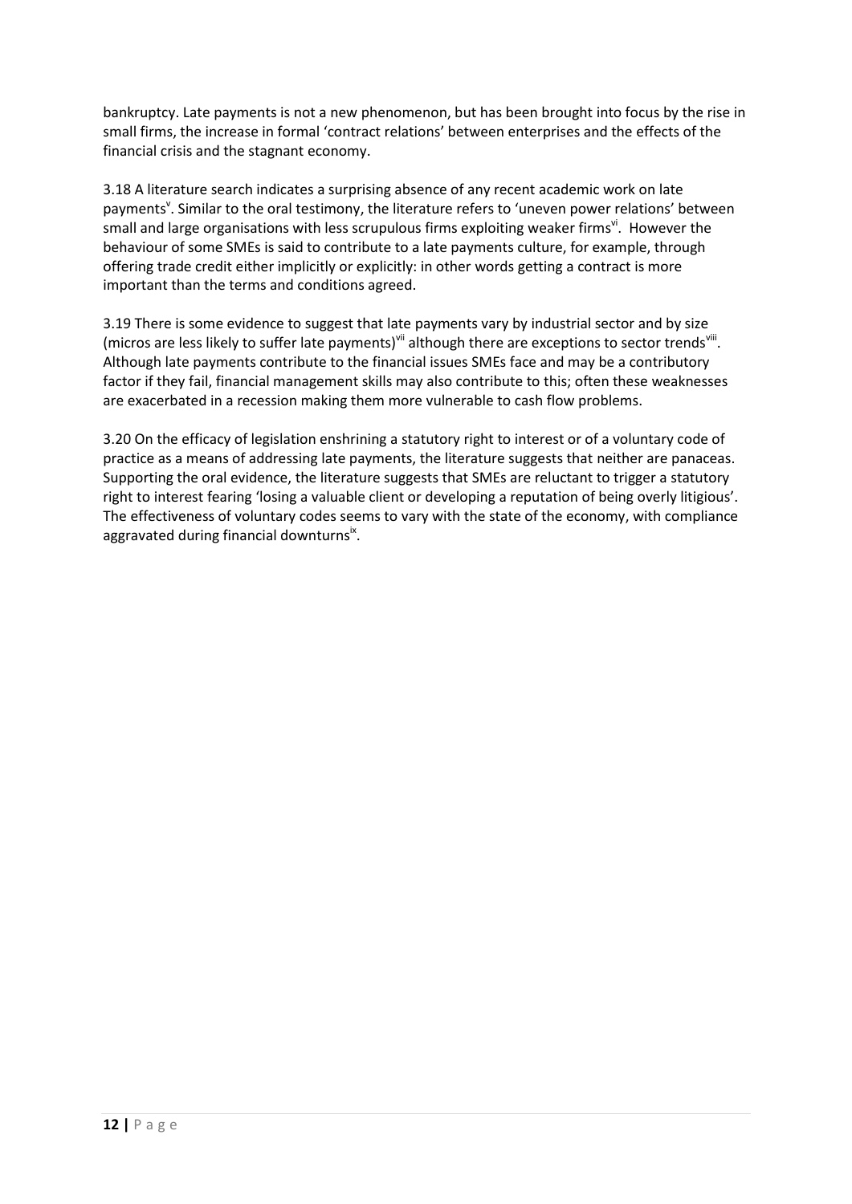bankruptcy. Late payments is not a new phenomenon, but has been brought into focus by the rise in small firms, the increase in formal 'contract relations' between enterprises and the effects of the financial crisis and the stagnant economy.

3.18 A literature search indicates a surprising absence of any recent academic work on late payments[v]. Similar to the oral testimony, the literature refers to 'uneven power relations' between small and large organisations with less scrupulous firms exploiting weaker firms[vi]. However the behaviour of some SMEs is said to contribute to a late payments culture, for example, through offering trade credit either implicitly or explicitly: in other words getting a contract is more important than the terms and conditions agreed.

3.19 There is some evidence to suggest that late payments vary by industrial sector and by size (micros are less likely to suffer late payments)[vii] although there are exceptions to sector trends[viii]. Although late payments contribute to the financial issues SMEs face and may be a contributory factor if they fail, financial management skills may also contribute to this; often these weaknesses are exacerbated in a recession making them more vulnerable to cash flow problems.

3.20 On the efficacy of legislation enshrining a statutory right to interest or of a voluntary code of practice as a means of addressing late payments, the literature suggests that neither are panaceas. Supporting the oral evidence, the literature suggests that SMEs are reluctant to trigger a statutory right to interest fearing 'losing a valuable client or developing a reputation of being overly litigious'. The effectiveness of voluntary codes seems to vary with the state of the economy, with compliance aggravated during financial downturns[ix].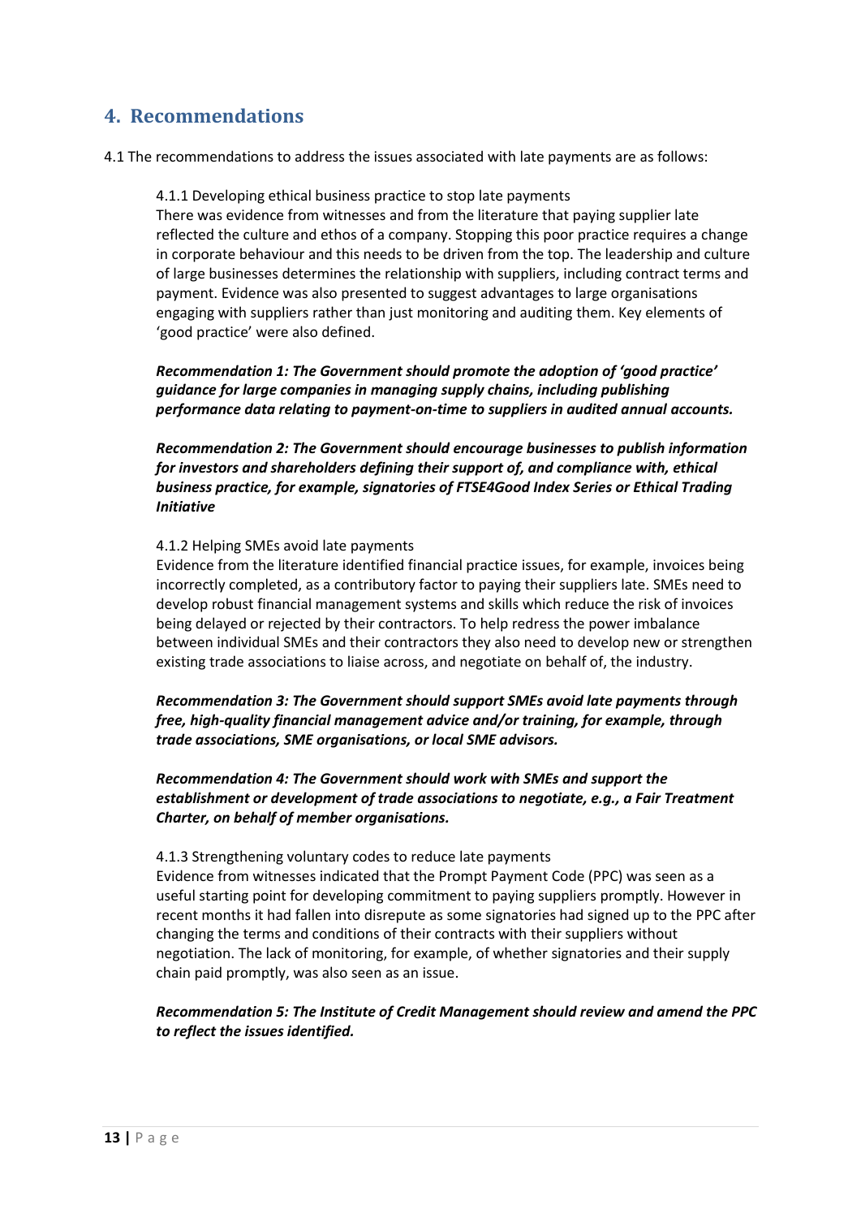## 4. Recommendations

4.1 The recommendations to address the issues associated with late payments are as follows:

4.1.1 Developing ethical business practice to stop late payments

There was evidence from witnesses and from the literature that paying supplier late reflected the culture and ethos of a company. Stopping this poor practice requires a change in corporate behaviour and this needs to be driven from the top. The leadership and culture of large businesses determines the relationship with suppliers, including contract terms and payment. Evidence was also presented to suggest advantages to large organisations engaging with suppliers rather than just monitoring and auditing them. Key elements of 'good practice' were also defined.

***Recommendation 1: The Government should promote the adoption of 'good practice' guidance for large companies in managing supply chains, including publishing performance data relating to payment-on-time to suppliers in audited annual accounts.***

***Recommendation 2: The Government should encourage businesses to publish information for investors and shareholders defining their support of, and compliance with, ethical business practice, for example, signatories of FTSE4Good Index Series or Ethical Trading Initiative***

4.1.2 Helping SMEs avoid late payments

Evidence from the literature identified financial practice issues, for example, invoices being incorrectly completed, as a contributory factor to paying their suppliers late. SMEs need to develop robust financial management systems and skills which reduce the risk of invoices being delayed or rejected by their contractors. To help redress the power imbalance between individual SMEs and their contractors they also need to develop new or strengthen existing trade associations to liaise across, and negotiate on behalf of, the industry.

***Recommendation 3: The Government should support SMEs avoid late payments through free, high-quality financial management advice and/or training, for example, through trade associations, SME organisations, or local SME advisors.***

***Recommendation 4: The Government should work with SMEs and support the establishment or development of trade associations to negotiate, e.g., a Fair Treatment Charter, on behalf of member organisations.***

4.1.3 Strengthening voluntary codes to reduce late payments

Evidence from witnesses indicated that the Prompt Payment Code (PPC) was seen as a useful starting point for developing commitment to paying suppliers promptly. However in recent months it had fallen into disrepute as some signatories had signed up to the PPC after changing the terms and conditions of their contracts with their suppliers without negotiation. The lack of monitoring, for example, of whether signatories and their supply chain paid promptly, was also seen as an issue.

***Recommendation 5: The Institute of Credit Management should review and amend the PPC to reflect the issues identified.***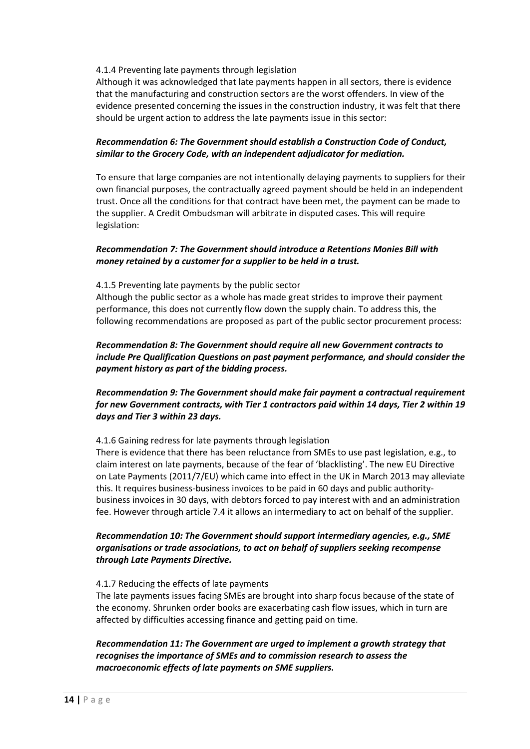#### 4.1.4 Preventing late payments through legislation

Although it was acknowledged that late payments happen in all sectors, there is evidence that the manufacturing and construction sectors are the worst offenders. In view of the evidence presented concerning the issues in the construction industry, it was felt that there should be urgent action to address the late payments issue in this sector:

***Recommendation 6: The Government should establish a Construction Code of Conduct, similar to the Grocery Code, with an independent adjudicator for mediation.***

To ensure that large companies are not intentionally delaying payments to suppliers for their own financial purposes, the contractually agreed payment should be held in an independent trust. Once all the conditions for that contract have been met, the payment can be made to the supplier. A Credit Ombudsman will arbitrate in disputed cases. This will require legislation:

***Recommendation 7: The Government should introduce a Retentions Monies Bill with money retained by a customer for a supplier to be held in a trust.***

#### 4.1.5 Preventing late payments by the public sector

Although the public sector as a whole has made great strides to improve their payment performance, this does not currently flow down the supply chain. To address this, the following recommendations are proposed as part of the public sector procurement process:

***Recommendation 8: The Government should require all new Government contracts to include Pre Qualification Questions on past payment performance, and should consider the payment history as part of the bidding process.***

***Recommendation 9: The Government should make fair payment a contractual requirement for new Government contracts, with Tier 1 contractors paid within 14 days, Tier 2 within 19 days and Tier 3 within 23 days.***

#### 4.1.6 Gaining redress for late payments through legislation

There is evidence that there has been reluctance from SMEs to use past legislation, e.g., to claim interest on late payments, because of the fear of 'blacklisting'. The new EU Directive on Late Payments (2011/7/EU) which came into effect in the UK in March 2013 may alleviate this. It requires business-business invoices to be paid in 60 days and public authority-business invoices in 30 days, with debtors forced to pay interest with and an administration fee. However through article 7.4 it allows an intermediary to act on behalf of the supplier.

***Recommendation 10: The Government should support intermediary agencies, e.g., SME organisations or trade associations, to act on behalf of suppliers seeking recompense through Late Payments Directive.***

#### 4.1.7 Reducing the effects of late payments

The late payments issues facing SMEs are brought into sharp focus because of the state of the economy. Shrunken order books are exacerbating cash flow issues, which in turn are affected by difficulties accessing finance and getting paid on time.

***Recommendation 11: The Government are urged to implement a growth strategy that recognises the importance of SMEs and to commission research to assess the macroeconomic effects of late payments on SME suppliers.***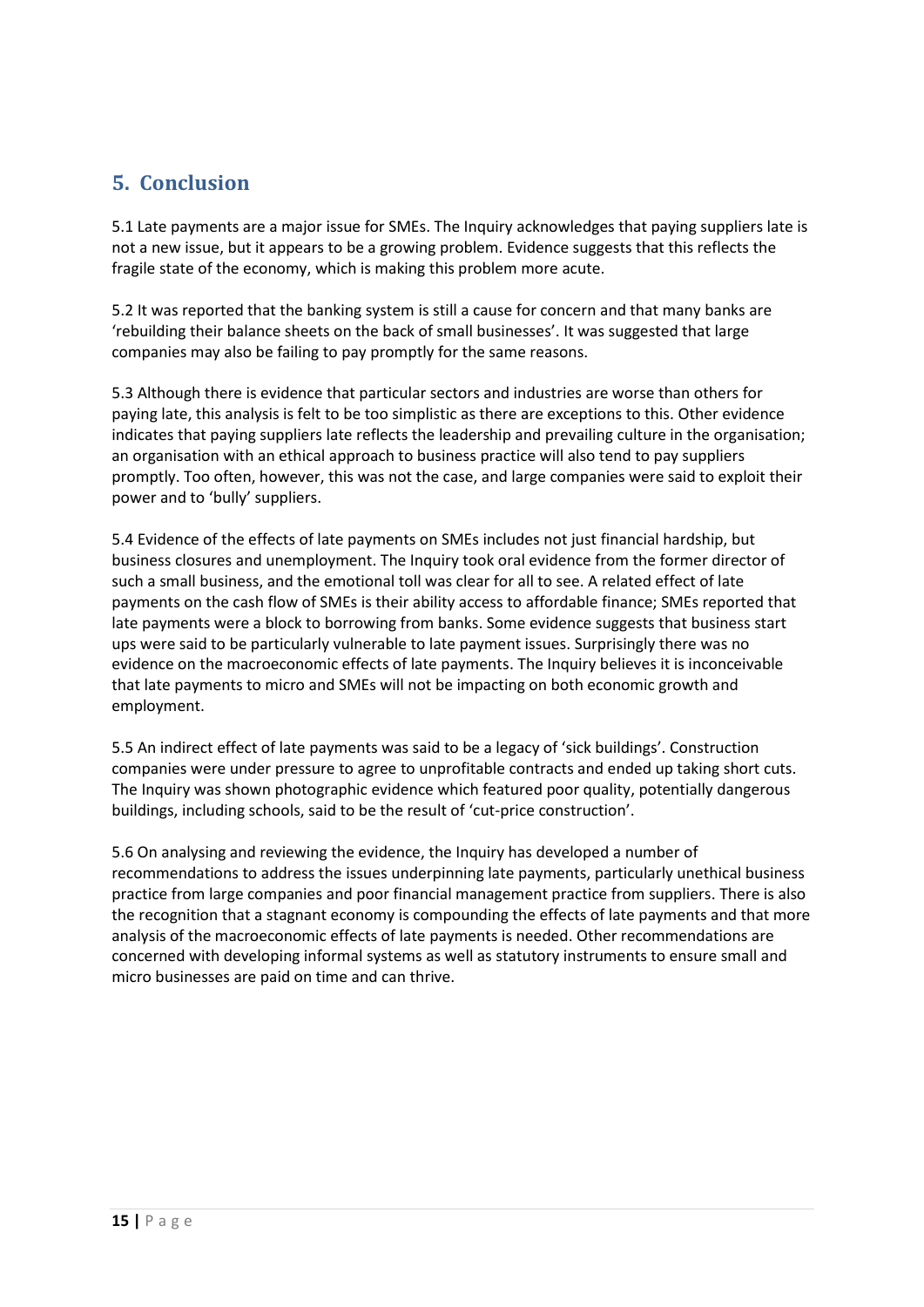## 5. Conclusion

5.1 Late payments are a major issue for SMEs. The Inquiry acknowledges that paying suppliers late is not a new issue, but it appears to be a growing problem. Evidence suggests that this reflects the fragile state of the economy, which is making this problem more acute.

5.2 It was reported that the banking system is still a cause for concern and that many banks are 'rebuilding their balance sheets on the back of small businesses'. It was suggested that large companies may also be failing to pay promptly for the same reasons.

5.3 Although there is evidence that particular sectors and industries are worse than others for paying late, this analysis is felt to be too simplistic as there are exceptions to this. Other evidence indicates that paying suppliers late reflects the leadership and prevailing culture in the organisation; an organisation with an ethical approach to business practice will also tend to pay suppliers promptly. Too often, however, this was not the case, and large companies were said to exploit their power and to 'bully' suppliers.

5.4 Evidence of the effects of late payments on SMEs includes not just financial hardship, but business closures and unemployment. The Inquiry took oral evidence from the former director of such a small business, and the emotional toll was clear for all to see. A related effect of late payments on the cash flow of SMEs is their ability access to affordable finance; SMEs reported that late payments were a block to borrowing from banks. Some evidence suggests that business start ups were said to be particularly vulnerable to late payment issues. Surprisingly there was no evidence on the macroeconomic effects of late payments. The Inquiry believes it is inconceivable that late payments to micro and SMEs will not be impacting on both economic growth and employment.

5.5 An indirect effect of late payments was said to be a legacy of 'sick buildings'. Construction companies were under pressure to agree to unprofitable contracts and ended up taking short cuts. The Inquiry was shown photographic evidence which featured poor quality, potentially dangerous buildings, including schools, said to be the result of 'cut-price construction'.

5.6 On analysing and reviewing the evidence, the Inquiry has developed a number of recommendations to address the issues underpinning late payments, particularly unethical business practice from large companies and poor financial management practice from suppliers. There is also the recognition that a stagnant economy is compounding the effects of late payments and that more analysis of the macroeconomic effects of late payments is needed. Other recommendations are concerned with developing informal systems as well as statutory instruments to ensure small and micro businesses are paid on time and can thrive.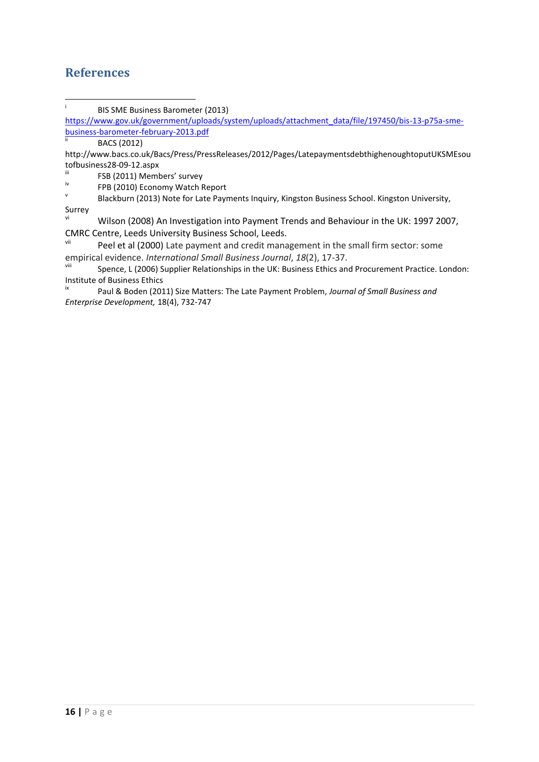## References

[i] BIS SME Business Barometer (2013) https://www.gov.uk/government/uploads/system/uploads/attachment_data/file/197450/bis-13-p75a-sme-business-barometer-february-2013.pdf

[ii] BACS (2012) http://www.bacs.co.uk/Bacs/Press/PressReleases/2012/Pages/LatepaymentsdebthighenoughtoputUKSMEsoutofbusiness28-09-12.aspx

[iii] FSB (2011) Members' survey

[iv] FPB (2010) Economy Watch Report

[v] Blackburn (2013) Note for Late Payments Inquiry, Kingston Business School. Kingston University, Surrey

[vi] Wilson (2008) An Investigation into Payment Trends and Behaviour in the UK: 1997 2007, CMRC Centre, Leeds University Business School, Leeds.

[vii] Peel et al (2000) Late payment and credit management in the small firm sector: some empirical evidence. *International Small Business Journal*, *18*(2), 17-37.

[viii] Spence, L (2006) Supplier Relationships in the UK: Business Ethics and Procurement Practice. London: Institute of Business Ethics

[ix] Paul & Boden (2011) Size Matters: The Late Payment Problem, *Journal of Small Business and Enterprise Development,* 18(4), 732-747